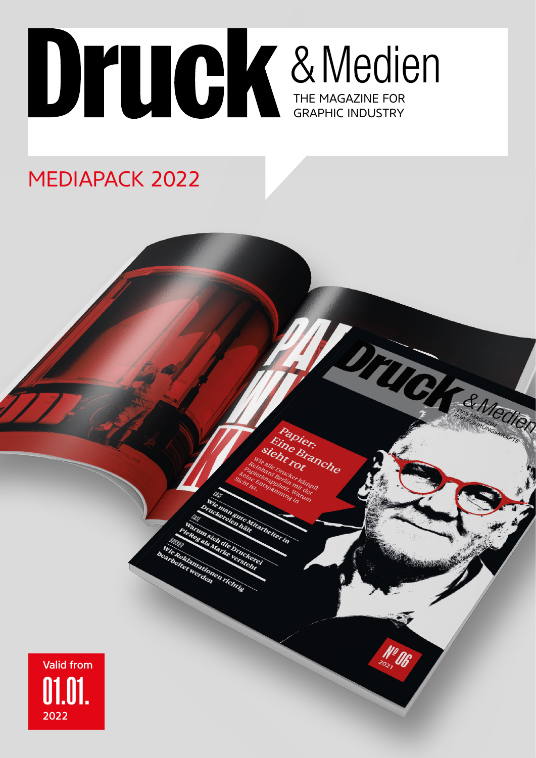# Druck & Medien

THE MAGAZINE FOR GRAPHIC INDUSTRY

## MEDIAPACK 2022

Valid from
01.01.
2022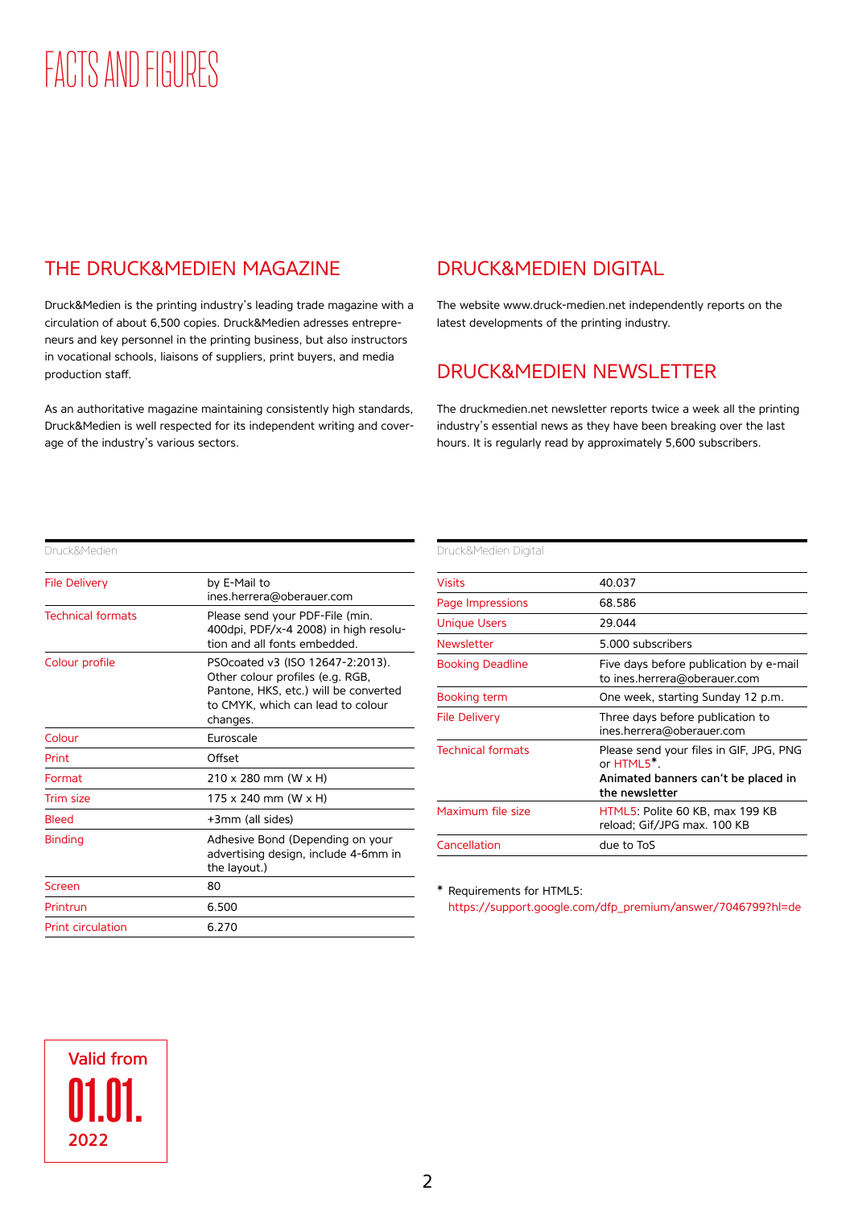# FACTS AND FIGURES

## THE DRUCK&MEDIEN MAGAZINE

Druck&Medien is the printing industry's leading trade magazine with a circulation of about 6,500 copies. Druck&Medien adresses entrepreneurs and key personnel in the printing business, but also instructors in vocational schools, liaisons of suppliers, print buyers, and media production staff.

As an authoritative magazine maintaining consistently high standards, Druck&Medien is well respected for its independent writing and coverage of the industry's various sectors.

## DRUCK&MEDIEN DIGITAL

The website www.druck-medien.net independently reports on the latest developments of the printing industry.

## DRUCK&MEDIEN NEWSLETTER

The druckmedien.net newsletter reports twice a week all the printing industry's essential news as they have been breaking over the last hours. It is regularly read by approximately 5,600 subscribers.

| Druck&Medien | |
|---|---|
| File Delivery | by E-Mail to ines.herrera@oberauer.com |
| Technical formats | Please send your PDF-File (min. 400dpi, PDF/x-4 2008) in high resolution and all fonts embedded. |
| Colour profile | PSOcoated v3 (ISO 12647-2:2013). Other colour profiles (e.g. RGB, Pantone, HKS, etc.) will be converted to CMYK, which can lead to colour changes. |
| Colour | Euroscale |
| Print | Offset |
| Format | 210 x 280 mm (W x H) |
| Trim size | 175 x 240 mm (W x H) |
| Bleed | +3mm (all sides) |
| Binding | Adhesive Bond (Depending on your advertising design, include 4-6mm in the layout.) |
| Screen | 80 |
| Printrun | 6.500 |
| Print circulation | 6.270 |

| Druck&Medien Digital | |
|---|---|
| Visits | 40.037 |
| Page Impressions | 68.586 |
| Unique Users | 29.044 |
| Newsletter | 5.000 subscribers |
| Booking Deadline | Five days before publication by e-mail to ines.herrera@oberauer.com |
| Booking term | One week, starting Sunday 12 p.m. |
| File Delivery | Three days before publication to ines.herrera@oberauer.com |
| Technical formats | Please send your files in GIF, JPG, PNG or HTML5*. **Animated banners can't be placed in the newsletter** |
| Maximum file size | HTML5: Polite 60 KB, max 199 KB reload; Gif/JPG max. 100 KB |
| Cancellation | due to ToS |

\* Requirements for HTML5: https://support.google.com/dfp_premium/answer/7046799?hl=de

Valid from **01.01.** 2022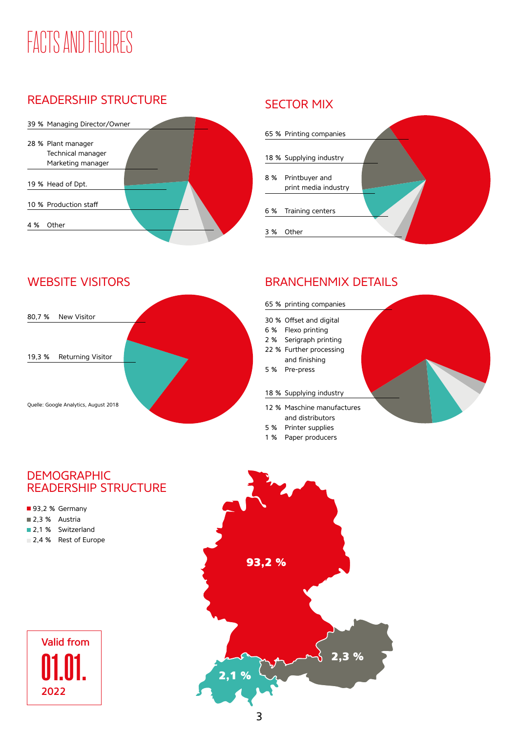# FACTS AND FIGURES

## READERSHIP STRUCTURE

- 39 % Managing Director/Owner
- 28 % Plant manager
  Technical manager
  Marketing manager
- 19 % Head of Dpt.
- 10 % Production staff
- 4 % Other

## SECTOR MIX

- 65 % Printing companies
- 18 % Supplying industry
- 8 % Printbuyer and
  print media industry
- 6 % Training centers
- 3 % Other

## WEBSITE VISITORS

- 80,7 % New Visitor
- 19,3 % Returning Visitor

Quelle: Google Analytics, August 2018

## BRANCHENMIX DETAILS

65 % printing companies

- 30 % Offset and digital
- 6 % Flexo printing
- 2 % Serigraph printing
- 22 % Further processing
  and finishing
- 5 % Pre-press

18 % Supplying industry

- 12 % Maschine manufactures
  and distributors
- 5 % Printer supplies
- 1 % Paper producers

## DEMOGRAPHIC READERSHIP STRUCTURE

- 93,2 % Germany
- 2,3 % Austria
- 2,1 % Switzerland
- 2,4 % Rest of Europe

93,2 %

2,3 %

2,1 %

Valid from
01.01.
2022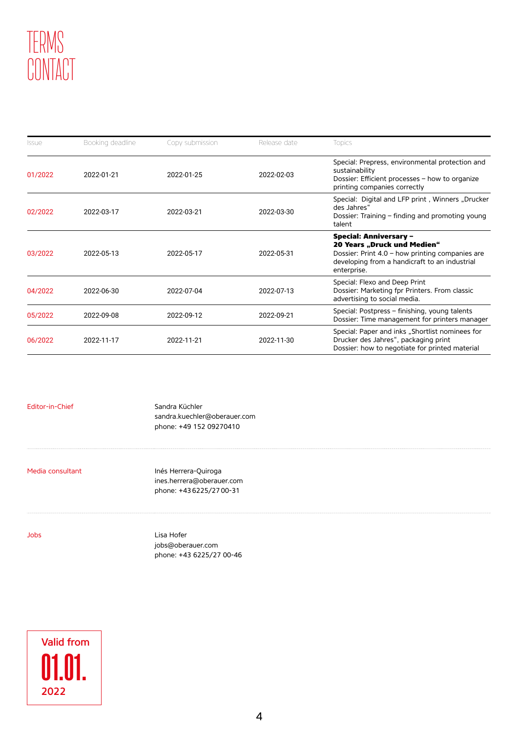# TERMS
# CONTACT

| Issue | Booking deadline | Copy submission | Release date | Topics |
|---|---|---|---|---|
| 01/2022 | 2022-01-21 | 2022-01-25 | 2022-02-03 | Special: Prepress, environmental protection and sustainability<br>Dossier: Efficient processes – how to organize printing companies correctly |
| 02/2022 | 2022-03-17 | 2022-03-21 | 2022-03-30 | Special: Digital and LFP print , Winners „Drucker des Jahres"<br>Dossier: Training – finding and promoting young talent |
| 03/2022 | 2022-05-13 | 2022-05-17 | 2022-05-31 | **Special: Anniversary – 20 Years „Druck und Medien"**<br>Dossier: Print 4.0 – how printing companies are developing from a handicraft to an industrial enterprise. |
| 04/2022 | 2022-06-30 | 2022-07-04 | 2022-07-13 | Special: Flexo and Deep Print<br>Dossier: Marketing fpr Printers. From classic advertising to social media. |
| 05/2022 | 2022-09-08 | 2022-09-12 | 2022-09-21 | Special: Postpress – finishing, young talents<br>Dossier: Time management for printers manager |
| 06/2022 | 2022-11-17 | 2022-11-21 | 2022-11-30 | Special: Paper and inks „Shortlist nominees for Drucker des Jahres", packaging print<br>Dossier: how to negotiate for printed material |

**Editor-in-Chief**

Sandra Küchler
sandra.kuechler@oberauer.com
phone: +49 152 09270410

**Media consultant**

Inés Herrera-Quiroga
ines.herrera@oberauer.com
phone: +43 6225/27 00-31

**Jobs**

Lisa Hofer
jobs@oberauer.com
phone: +43 6225/27 00-46

Valid from **01.01.** 2022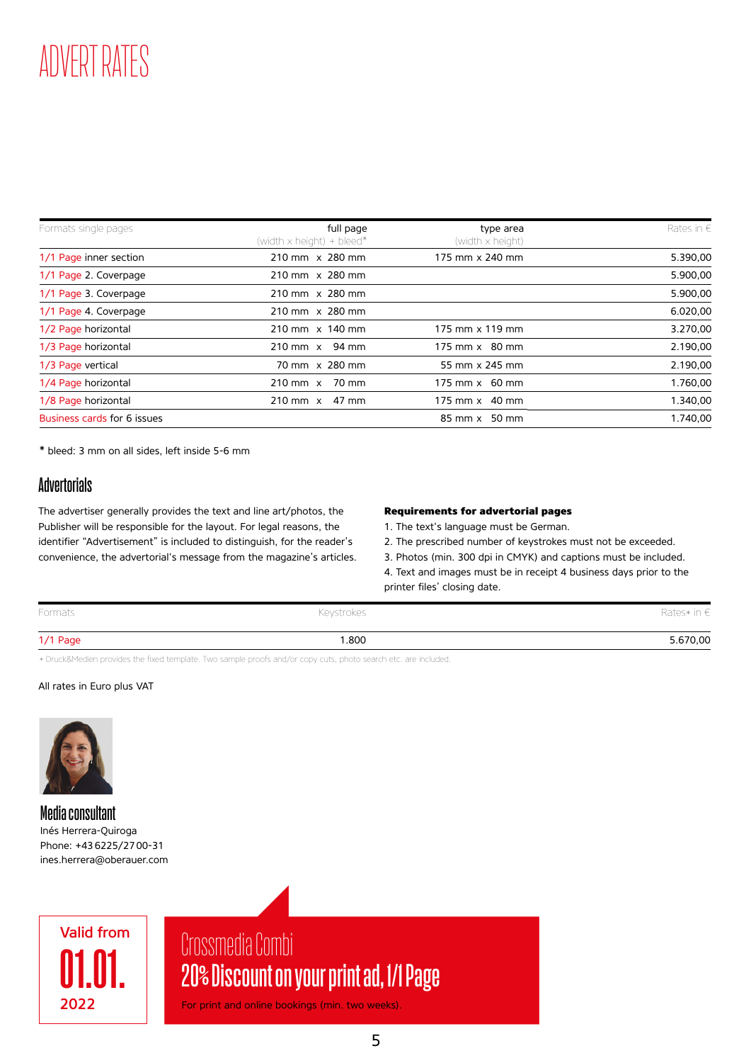# ADVERT RATES

| Formats single pages | full page (width x height) + bleed* | type area (width x height) | Rates in € |
|---|---|---|---|
| 1/1 Page inner section | 210 mm x 280 mm | 175 mm x 240 mm | 5.390,00 |
| 1/1 Page 2. Coverpage | 210 mm x 280 mm | | 5.900,00 |
| 1/1 Page 3. Coverpage | 210 mm x 280 mm | | 5.900,00 |
| 1/1 Page 4. Coverpage | 210 mm x 280 mm | | 6.020,00 |
| 1/2 Page horizontal | 210 mm x 140 mm | 175 mm x 119 mm | 3.270,00 |
| 1/3 Page horizontal | 210 mm x 94 mm | 175 mm x 80 mm | 2.190,00 |
| 1/3 Page vertical | 70 mm x 280 mm | 55 mm x 245 mm | 2.190,00 |
| 1/4 Page horizontal | 210 mm x 70 mm | 175 mm x 60 mm | 1.760,00 |
| 1/8 Page horizontal | 210 mm x 47 mm | 175 mm x 40 mm | 1.340,00 |
| Business cards for 6 issues | | 85 mm x 50 mm | 1.740,00 |

* bleed: 3 mm on all sides, left inside 5-6 mm

## Advertorials

The advertiser generally provides the text and line art/photos, the Publisher will be responsible for the layout. For legal reasons, the identifier "Advertisement" is included to distinguish, for the reader's convenience, the advertorial's message from the magazine's articles.

**Requirements for advertorial pages**

1. The text's language must be German.
2. The prescribed number of keystrokes must not be exceeded.
3. Photos (min. 300 dpi in CMYK) and captions must be included.
4. Text and images must be in receipt 4 business days prior to the printer files' closing date.

| Formats | Keystrokes | Rates* in € |
|---|---|---|
| 1/1 Page | 1.800 | 5.670,00 |

* Druck&Medien provides the fixed template. Two sample proofs and/or copy cuts, photo search etc. are included.

All rates in Euro plus VAT

### Media consultant

Inés Herrera-Quiroga
Phone: +43 6225/27 00-31
ines.herrera@oberauer.com

Valid from **01.01.** 2022

## Crossmedia Combi

**20% Discount on your print ad, 1/1 Page**

For print and online bookings (min. two weeks).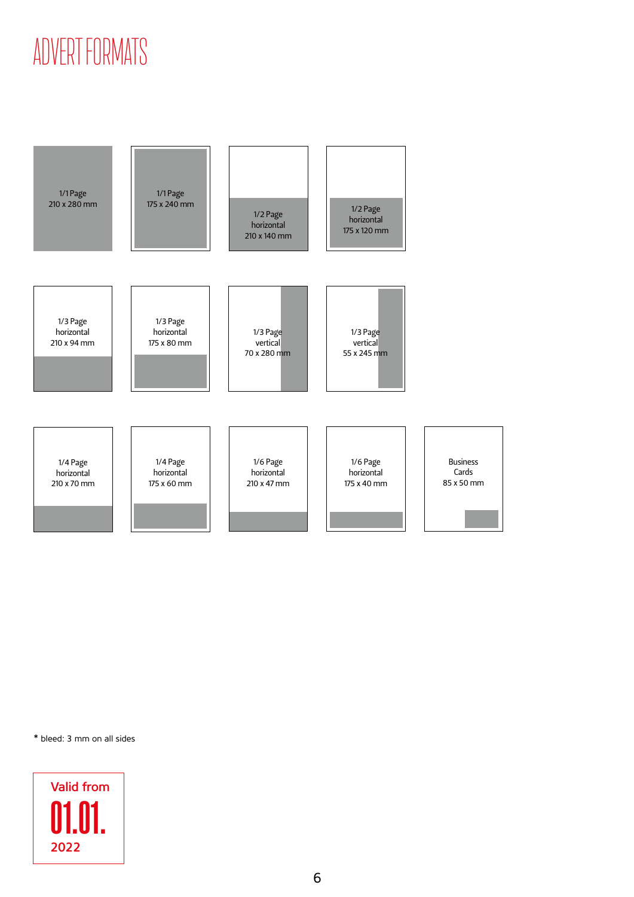# ADVERT FORMATS

1/1 Page
210 x 280 mm

1/1 Page
175 x 240 mm

1/2 Page
horizontal
210 x 140 mm

1/2 Page
horizontal
175 x 120 mm

1/3 Page
horizontal
210 x 94 mm

1/3 Page
horizontal
175 x 80 mm

1/3 Page
vertical
70 x 280 mm

1/3 Page
vertical
55 x 245 mm

1/4 Page
horizontal
210 x 70 mm

1/4 Page
horizontal
175 x 60 mm

1/6 Page
horizontal
210 x 47 mm

1/6 Page
horizontal
175 x 40 mm

Business
Cards
85 x 50 mm

* bleed: 3 mm on all sides

Valid from
**01.01.**
2022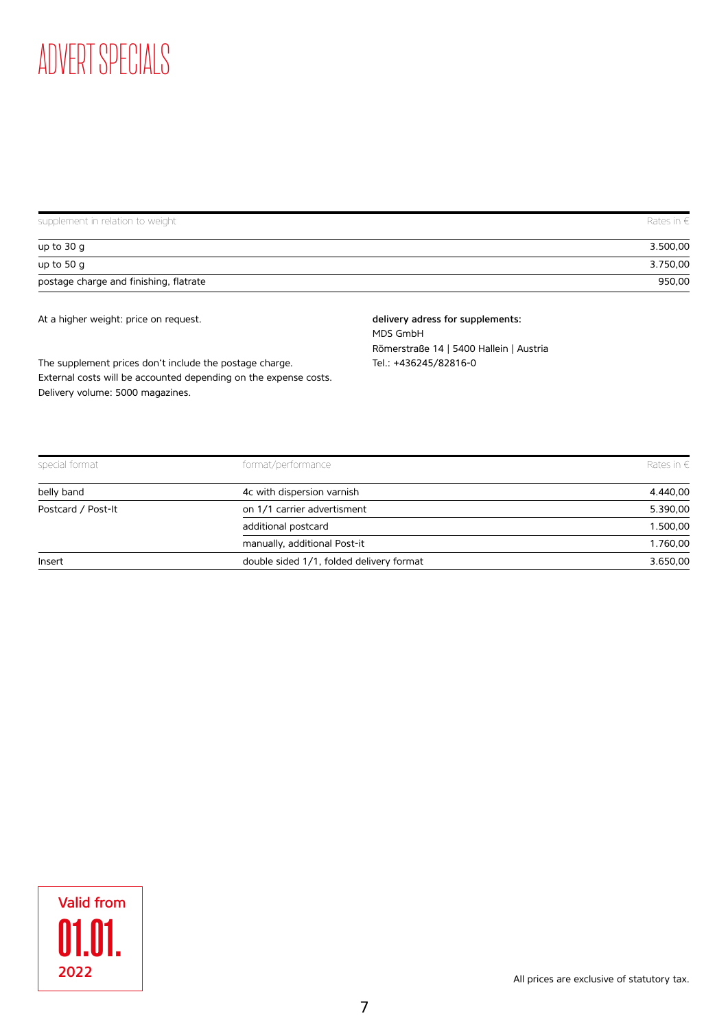# ADVERT SPECIALS

| supplement in relation to weight | Rates in € |
| --- | --- |
| up to 30 g | 3.500,00 |
| up to 50 g | 3.750,00 |
| postage charge and finishing, flatrate | 950,00 |

At a higher weight: price on request.

The supplement prices don‘t include the postage charge.
External costs will be accounted depending on the expense costs.
Delivery volume: 5000 magazines.

**delivery adress for supplements:**
MDS GmbH
Römerstraße 14 | 5400 Hallein | Austria
Tel.: +436245/82816-0

| special format | format/performance | Rates in € |
| --- | --- | --- |
| belly band | 4c with dispersion varnish | 4.440,00 |
| Postcard / Post-It | on 1/1 carrier advertisment | 5.390,00 |
| | additional postcard | 1.500,00 |
| | manually, additional Post-it | 1.760,00 |
| Insert | double sided 1/1, folded delivery format | 3.650,00 |

Valid from 01.01. 2022

All prices are exclusive of statutory tax.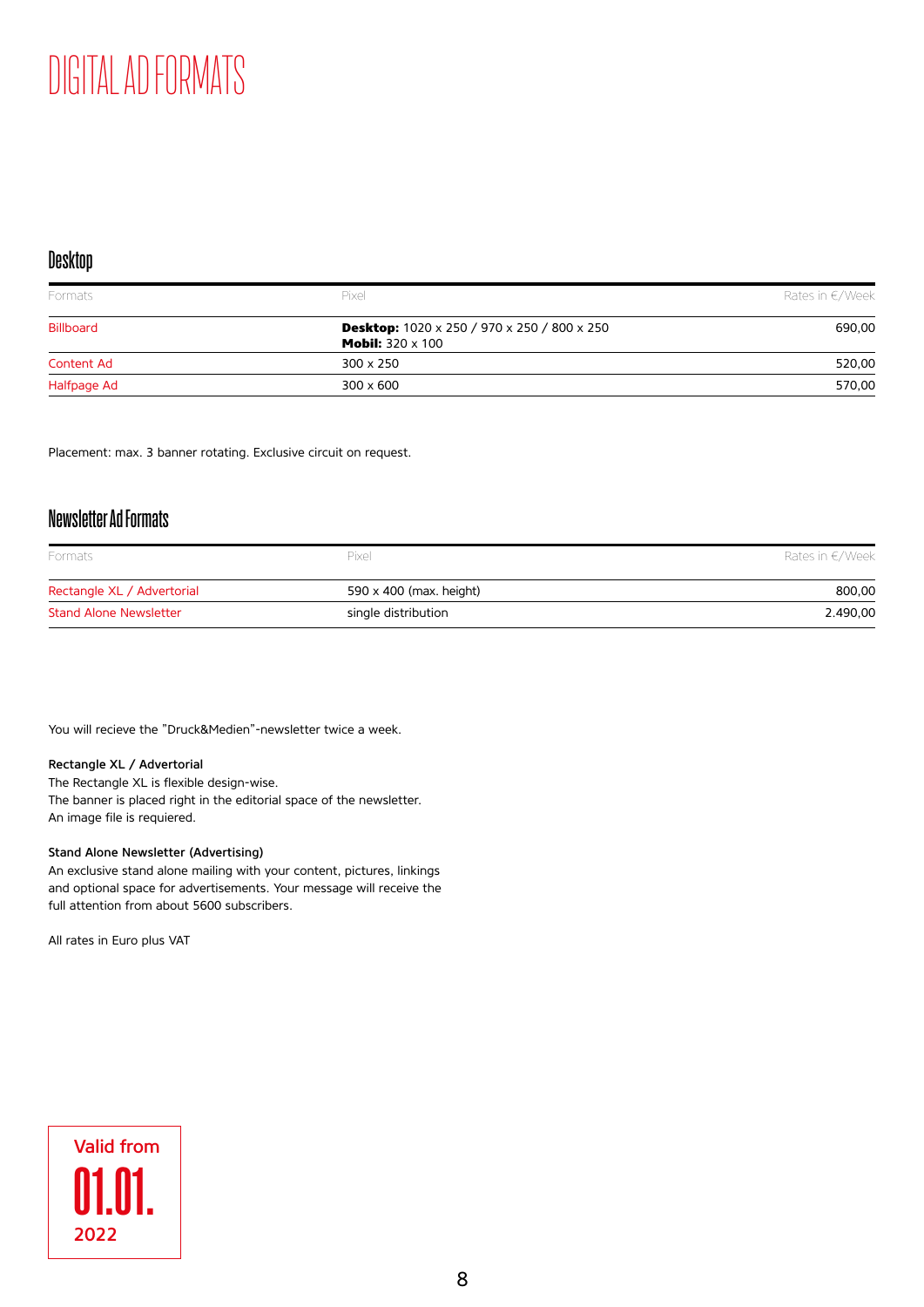# DIGITAL AD FORMATS

## Desktop

| Formats | Pixel | Rates in €/Week |
|---|---|---|
| Billboard | **Desktop:** 1020 x 250 / 970 x 250 / 800 x 250 **Mobil:** 320 x 100 | 690,00 |
| Content Ad | 300 x 250 | 520,00 |
| Halfpage Ad | 300 x 600 | 570,00 |

Placement: max. 3 banner rotating. Exclusive circuit on request.

## Newsletter Ad Formats

| Formats | Pixel | Rates in €/Week |
|---|---|---|
| Rectangle XL / Advertorial | 590 x 400 (max. height) | 800,00 |
| Stand Alone Newsletter | single distribution | 2.490,00 |

You will recieve the "Druck&Medien"-newsletter twice a week.

**Rectangle XL / Advertorial**
The Rectangle XL is flexible design-wise.
The banner is placed right in the editorial space of the newsletter.
An image file is requiered.

**Stand Alone Newsletter (Advertising)**
An exclusive stand alone mailing with your content, pictures, linkings and optional space for advertisements. Your message will receive the full attention from about 5600 subscribers.

All rates in Euro plus VAT

Valid from 01.01. 2022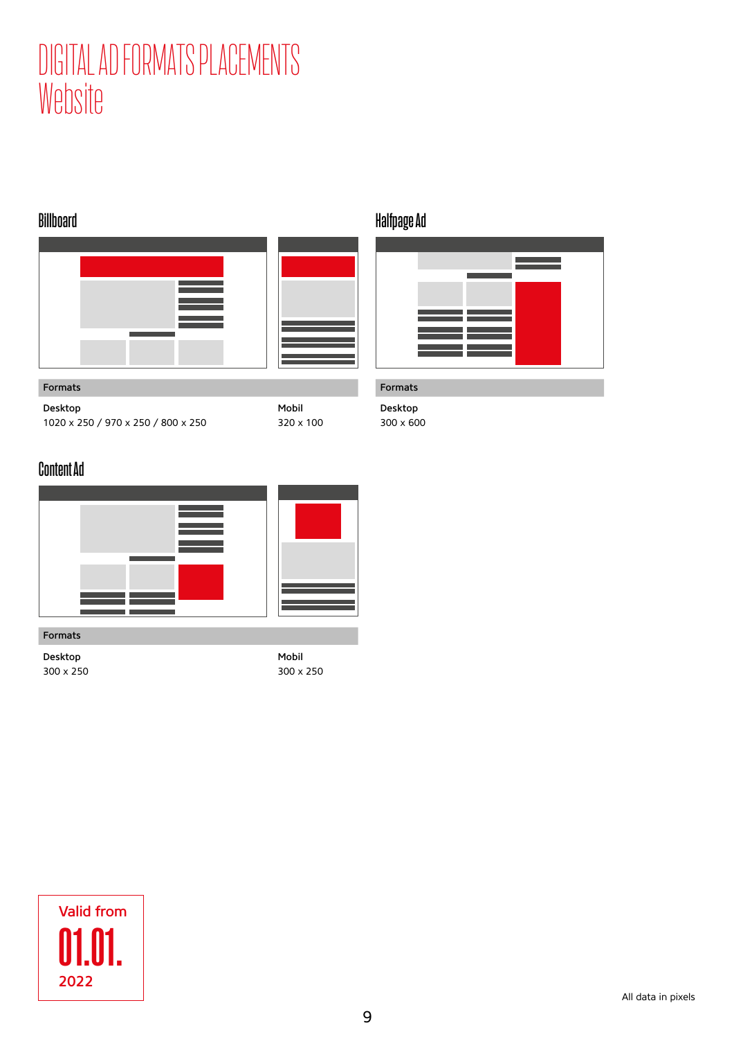# DIGITAL AD FORMATS PLACEMENTS
# Website

## Billboard

| Formats | |
|---|---|
| **Desktop** | **Mobil** |
| 1020 x 250 / 970 x 250 / 800 x 250 | 320 x 100 |

## Halfpage Ad

| Formats |
|---|
| **Desktop** |
| 300 x 600 |

## Content Ad

| Formats | |
|---|---|
| **Desktop** | **Mobil** |
| 300 x 250 | 300 x 250 |

Valid from
**01.01.**
2022

All data in pixels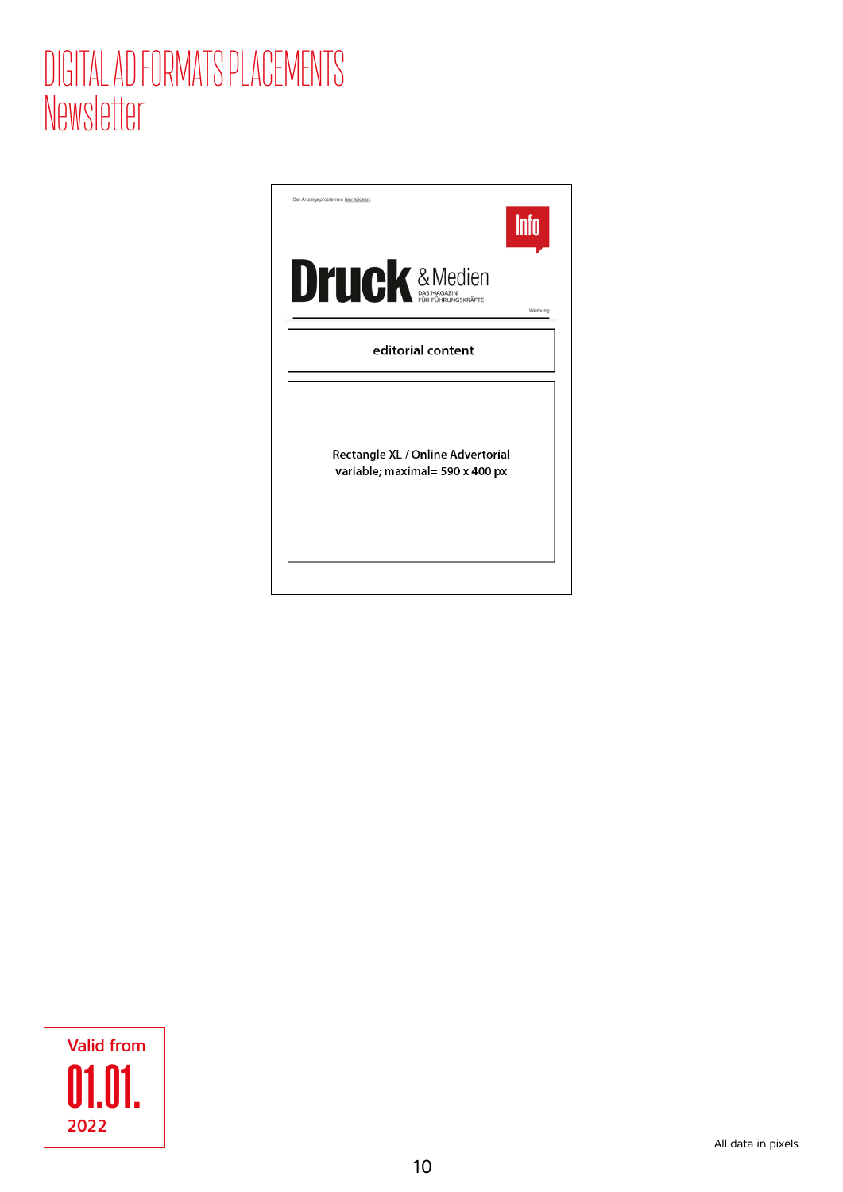# DIGITAL AD FORMATS PLACEMENTS
## Newsletter

Bei Anzeigeproblemen hier klicken.

Info

Druck & Medien
DAS MAGAZIN FÜR FÜHRUNGSKRÄFTE

Werbung

**editorial content**

**Rectangle XL / Online Advertorial**
**variable; maximal= 590 x 400 px**

Valid from
**01.01.**
2022

All data in pixels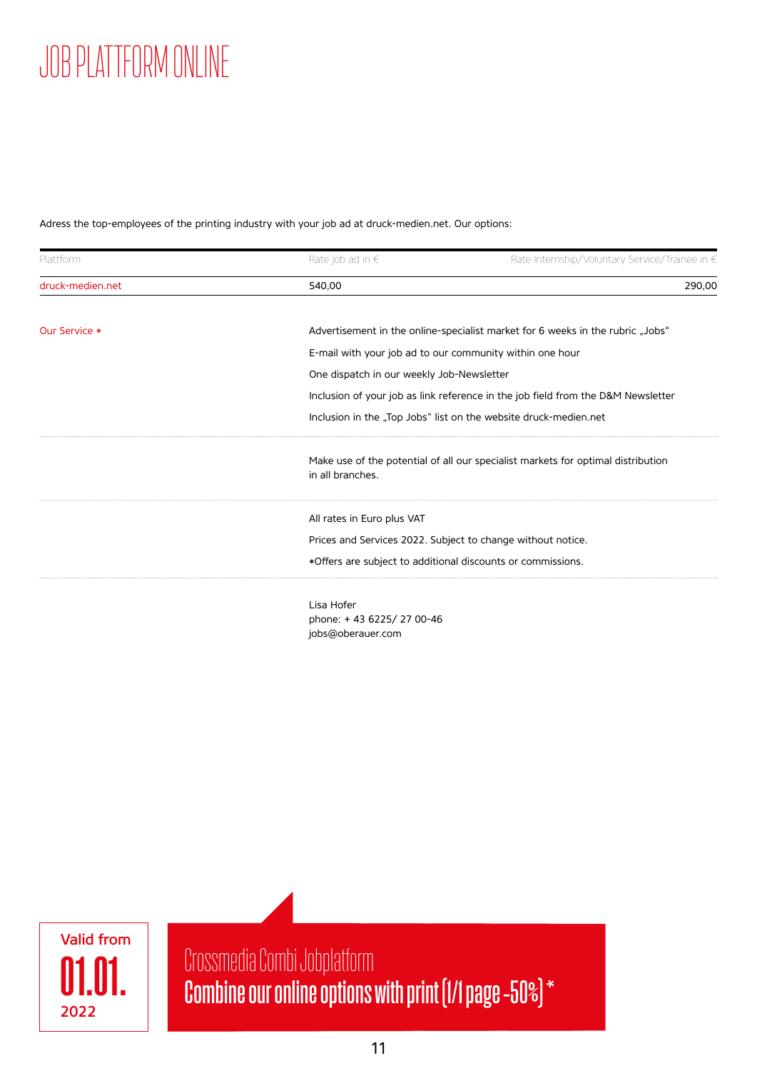# JOB PLATTFORM ONLINE

Adress the top-employees of the printing industry with your job ad at druck-medien.net. Our options:

| Plattform | Rate job ad in € | Rate Internship/Voluntary Service/Trainee in € |
|---|---|---|
| druck-medien.net | 540,00 | 290,00 |

**Our Service** *

- Advertisement in the online-specialist market for 6 weeks in the rubric „Jobs"
- E-mail with your job ad to our community within one hour
- One dispatch in our weekly Job-Newsletter
- Inclusion of your job as link reference in the job field from the D&M Newsletter
- Inclusion in the „Top Jobs" list on the website druck-medien.net

Make use of the potential of all our specialist markets for optimal distribution in all branches.

All rates in Euro plus VAT

Prices and Services 2022. Subject to change without notice.

*Offers are subject to additional discounts or commissions.

Lisa Hofer
phone: + 43 6225/ 27 00-46
jobs@oberauer.com

Valid from 01.01. 2022

Crossmedia Combi Jobplatform
Combine our online options with print (1/1 page -50%) *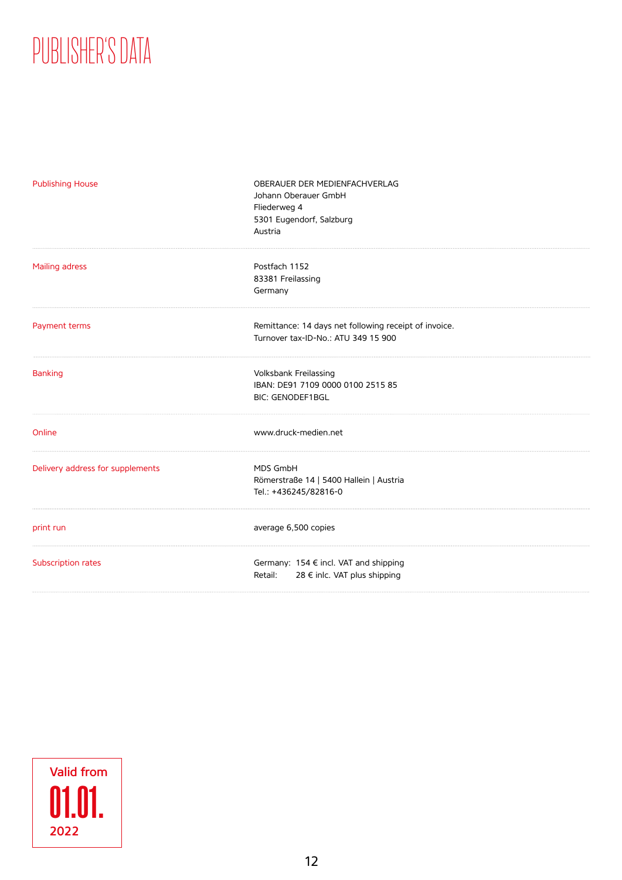# PUBLISHER'S DATA

| | |
|---|---|
| Publishing House | OBERAUER DER MEDIENFACHVERLAG<br>Johann Oberauer GmbH<br>Fliederweg 4<br>5301 Eugendorf, Salzburg<br>Austria |
| Mailing adress | Postfach 1152<br>83381 Freilassing<br>Germany |
| Payment terms | Remittance: 14 days net following receipt of invoice.<br>Turnover tax-ID-No.: ATU 349 15 900 |
| Banking | Volksbank Freilassing<br>IBAN: DE91 7109 0000 0100 2515 85<br>BIC: GENODEF1BGL |
| Online | www.druck-medien.net |
| Delivery address for supplements | MDS GmbH<br>Römerstraße 14 \| 5400 Hallein \| Austria<br>Tel.: +436245/82816-0 |
| print run | average 6,500 copies |
| Subscription rates | Germany: 154 € incl. VAT and shipping<br>Retail: 28 € inlc. VAT plus shipping |

Valid from
**01.01.**
2022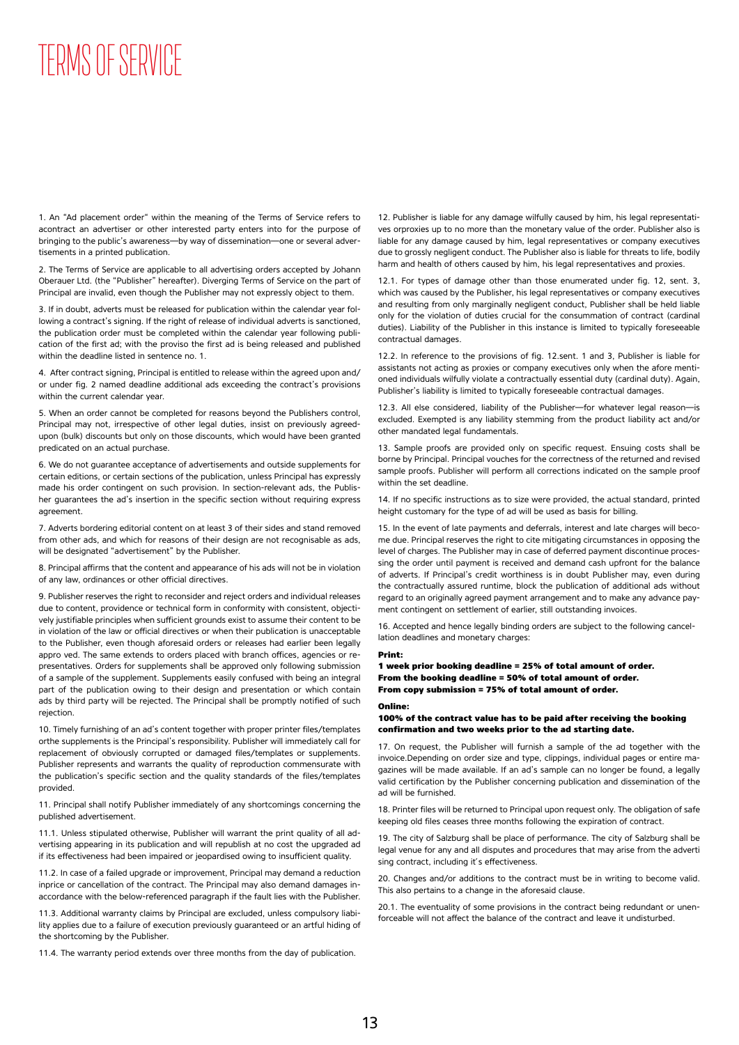# TERMS OF SERVICE

1. An "Ad placement order" within the meaning of the Terms of Service refers to acontract an advertiser or other interested party enters into for the purpose of bringing to the public's awareness—by way of dissemination—one or several advertisements in a printed publication.

2. The Terms of Service are applicable to all advertising orders accepted by Johann Oberauer Ltd. (the "Publisher" hereafter). Diverging Terms of Service on the part of Principal are invalid, even though the Publisher may not expressly object to them.

3. If in doubt, adverts must be released for publication within the calendar year following a contract's signing. If the right of release of individual adverts is sanctioned, the publication order must be completed within the calendar year following publication of the first ad; with the proviso the first ad is being released and published within the deadline listed in sentence no. 1.

4. After contract signing, Principal is entitled to release within the agreed upon and/or under fig. 2 named deadline additional ads exceeding the contract's provisions within the current calendar year.

5. When an order cannot be completed for reasons beyond the Publishers control, Principal may not, irrespective of other legal duties, insist on previously agreed-upon (bulk) discounts but only on those discounts, which would have been granted predicated on an actual purchase.

6. We do not guarantee acceptance of advertisements and outside supplements for certain editions, or certain sections of the publication, unless Principal has expressly made his order contingent on such provision. In section-relevant ads, the Publisher guarantees the ad's insertion in the specific section without requiring express agreement.

7. Adverts bordering editorial content on at least 3 of their sides and stand removed from other ads, and which for reasons of their design are not recognisable as ads, will be designated "advertisement" by the Publisher.

8. Principal affirms that the content and appearance of his ads will not be in violation of any law, ordinances or other official directives.

9. Publisher reserves the right to reconsider and reject orders and individual releases due to content, providence or technical form in conformity with consistent, objectively justifiable principles when sufficient grounds exist to assume their content to be in violation of the law or official directives or when their publication is unacceptable to the Publisher, even though aforesaid orders or releases had earlier been legally appro ved. The same extends to orders placed with branch offices, agencies or representatives. Orders for supplements shall be approved only following submission of a sample of the supplement. Supplements easily confused with being an integral part of the publication owing to their design and presentation or which contain ads by third party will be rejected. The Principal shall be promptly notified of such rejection.

10. Timely furnishing of an ad's content together with proper printer files/templates orthe supplements is the Principal's responsibility. Publisher will immediately call for replacement of obviously corrupted or damaged files/templates or supplements. Publisher represents and warrants the quality of reproduction commensurate with the publication's specific section and the quality standards of the files/templates provided.

11. Principal shall notify Publisher immediately of any shortcomings concerning the published advertisement.

11.1. Unless stipulated otherwise, Publisher will warrant the print quality of all advertising appearing in its publication and will republish at no cost the upgraded ad if its effectiveness had been impaired or jeopardised owing to insufficient quality.

11.2. In case of a failed upgrade or improvement, Principal may demand a reduction inprice or cancellation of the contract. The Principal may also demand damages inaccordance with the below-referenced paragraph if the fault lies with the Publisher.

11.3. Additional warranty claims by Principal are excluded, unless compulsory liability applies due to a failure of execution previously guaranteed or an artful hiding of the shortcoming by the Publisher.

11.4. The warranty period extends over three months from the day of publication.

12. Publisher is liable for any damage wilfully caused by him, his legal representatives orproxies up to no more than the monetary value of the order. Publisher also is liable for any damage caused by him, legal representatives or company executives due to grossly negligent conduct. The Publisher also is liable for threats to life, bodily harm and health of others caused by him, his legal representatives and proxies.

12.1. For types of damage other than those enumerated under fig. 12, sent. 3, which was caused by the Publisher, his legal representatives or company executives and resulting from only marginally negligent conduct, Publisher shall be held liable only for the violation of duties crucial for the consummation of contract (cardinal duties). Liability of the Publisher in this instance is limited to typically foreseeable contractual damages.

12.2. In reference to the provisions of fig. 12.sent. 1 and 3, Publisher is liable for assistants not acting as proxies or company executives only when the afore mentioned individuals wilfully violate a contractually essential duty (cardinal duty). Again, Publisher's liability is limited to typically foreseeable contractual damages.

12.3. All else considered, liability of the Publisher—for whatever legal reason—is excluded. Exempted is any liability stemming from the product liability act and/or other mandated legal fundamentals.

13. Sample proofs are provided only on specific request. Ensuing costs shall be borne by Principal. Principal vouches for the correctness of the returned and revised sample proofs. Publisher will perform all corrections indicated on the sample proof within the set deadline.

14. If no specific instructions as to size were provided, the actual standard, printed height customary for the type of ad will be used as basis for billing.

15. In the event of late payments and deferrals, interest and late charges will become due. Principal reserves the right to cite mitigating circumstances in opposing the level of charges. The Publisher may in case of deferred payment discontinue processing the order until payment is received and demand cash upfront for the balance of adverts. If Principal's credit worthiness is in doubt Publisher may, even during the contractually assured runtime, block the publication of additional ads without regard to an originally agreed payment arrangement and to make any advance payment contingent on settlement of earlier, still outstanding invoices.

16. Accepted and hence legally binding orders are subject to the following cancellation deadlines and monetary charges:

**Print:**

**1 week prior booking deadline = 25% of total amount of order.**
**From the booking deadline = 50% of total amount of order.**
**From copy submission = 75% of total amount of order.**

**Online:**

**100% of the contract value has to be paid after receiving the booking confirmation and two weeks prior to the ad starting date.**

17. On request, the Publisher will furnish a sample of the ad together with the invoice.Depending on order size and type, clippings, individual pages or entire magazines will be made available. If an ad's sample can no longer be found, a legally valid certification by the Publisher concerning publication and dissemination of the ad will be furnished.

18. Printer files will be returned to Principal upon request only. The obligation of safe keeping old files ceases three months following the expiration of contract.

19. The city of Salzburg shall be place of performance. The city of Salzburg shall be legal venue for any and all disputes and procedures that may arise from the adverti sing contract, including it´s effectiveness.

20. Changes and/or additions to the contract must be in writing to become valid. This also pertains to a change in the aforesaid clause.

20.1. The eventuality of some provisions in the contract being redundant or unenforceable will not affect the balance of the contract and leave it undisturbed.